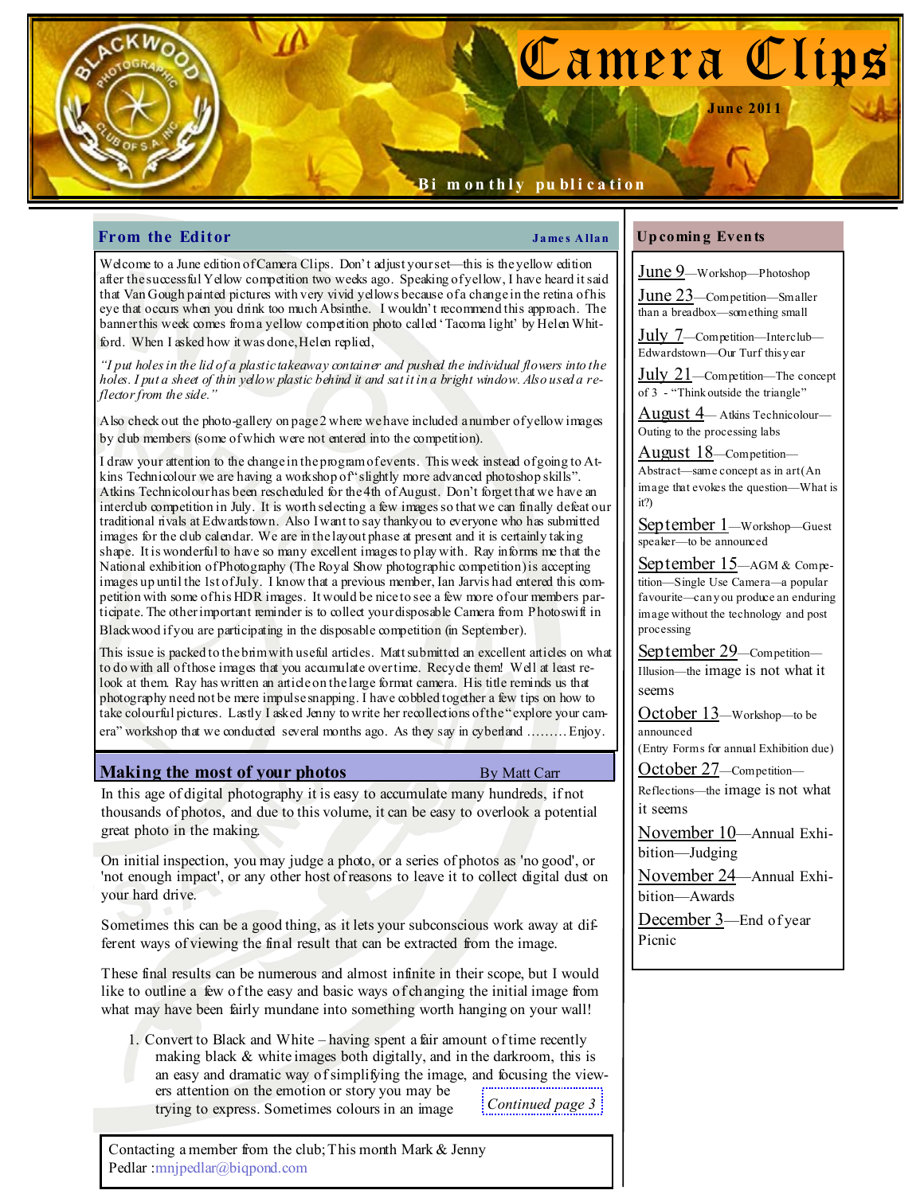# Camera Clips

June 2011

Bi monthly publication

## From the Editor

**James Allan**

Welcome to a June edition of Camera Clips. Don't adjust your set—this is the yellow edition after the successful Yellow competition two weeks ago. Speaking of yellow, I have heard it said that Van Gough painted pictures with very vivid yellows because of a change in the retina of his eye that occurs when you drink too much Absinthe. I wouldn't recommend this approach. The banner this week comes from a yellow competition photo called 'Tacoma light' by Helen Whitford. When I asked how it was done, Helen replied,

*"I put holes in the lid of a plastic takeaway container and pushed the individual flowers into the holes. I put a sheet of thin yellow plastic behind it and sat it in a bright window. Also used a reflector from the side."*

Also check out the photo-gallery on page 2 where we have included a number of yellow images by club members (some of which were not entered into the competition).

I draw your attention to the change in the program of events. This week instead of going to Atkins Technicolour we are having a workshop of "slightly more advanced photoshop skills". Atkins Technicolour has been rescheduled for the 4th of August. Don't forget that we have an interclub competition in July. It is worth selecting a few images so that we can finally defeat our traditional rivals at Edwardstown. Also I want to say thank you to everyone who has submitted images for the club calendar. We are in the layout phase at present and it is certainly taking shape. It is wonderful to have so many excellent images to play with. Ray informs me that the National exhibition of Photography (The Royal Show photographic competition) is accepting images up until the 1st of July. I know that a previous member, Ian Jarvis had entered this competition with some of his HDR images. It would be nice to see a few more of our members participate. The other important reminder is to collect your disposable Camera from Photoswift in Blackwood if you are participating in the disposable competition (in September).

This issue is packed to the brim with useful articles. Matt submitted an excellent articles on what to do with all of those images that you accumulate over time. Recycle them! Well at least relook at them. Ray has written an article on the large format camera. His title reminds us that photography need not be mere impulse snapping. I have cobbled together a few tips on how to take colourful pictures. Lastly I asked Jenny to write her recollections of the "explore your camera" workshop that we conducted several months ago. As they say in cyberland ……… Enjoy.

## Making the most of your photos

By Matt Carr

In this age of digital photography it is easy to accumulate many hundreds, if not thousands of photos, and due to this volume, it can be easy to overlook a potential great photo in the making.

On initial inspection, you may judge a photo, or a series of photos as 'no good', or 'not enough impact', or any other host of reasons to leave it to collect digital dust on your hard drive.

Sometimes this can be a good thing, as it lets your subconscious work away at different ways of viewing the final result that can be extracted from the image.

These final results can be numerous and almost infinite in their scope, but I would like to outline a few of the easy and basic ways of changing the initial image from what may have been fairly mundane into something worth hanging on your wall!

1. Convert to Black and White – having spent a fair amount of time recently making black & white images both digitally, and in the darkroom, this is an easy and dramatic way of simplifying the image, and focusing the viewers attention on the emotion or story you may be trying to express. Sometimes colours in an image

*Continued page 3*

Contacting a member from the club; This month Mark & Jenny Pedlar : mnjpedlar@biqpond.com

## Upcoming Events

**June 9**—Workshop—Photoshop

**June 23**—Competition—Smaller than a breadbox—something small

**July 7**—Competition—Interclub—Edwardstown—Our Turf this year

**July 21**—Competition—The concept of 3 - "Think outside the triangle"

**August 4**— Atkins Technicolour—Outing to the processing labs

**August 18**—Competition—Abstract—same concept as in art (An image that evokes the question—What is it?)

**September 1**—Workshop—Guest speaker—to be announced

**September 15**—AGM & Competition—Single Use Camera—a popular favourite—can you produce an enduring image without the technology and post processing

**September 29**—Competition—Illusion—the image is not what it seems

**October 13**—Workshop—to be announced
(Entry Forms for annual Exhibition due)

**October 27**—Competition—Reflections—the image is not what it seems

**November 10**—Annual Exhibition—Judging

**November 24**—Annual Exhibition—Awards

**December 3**—End of year Picnic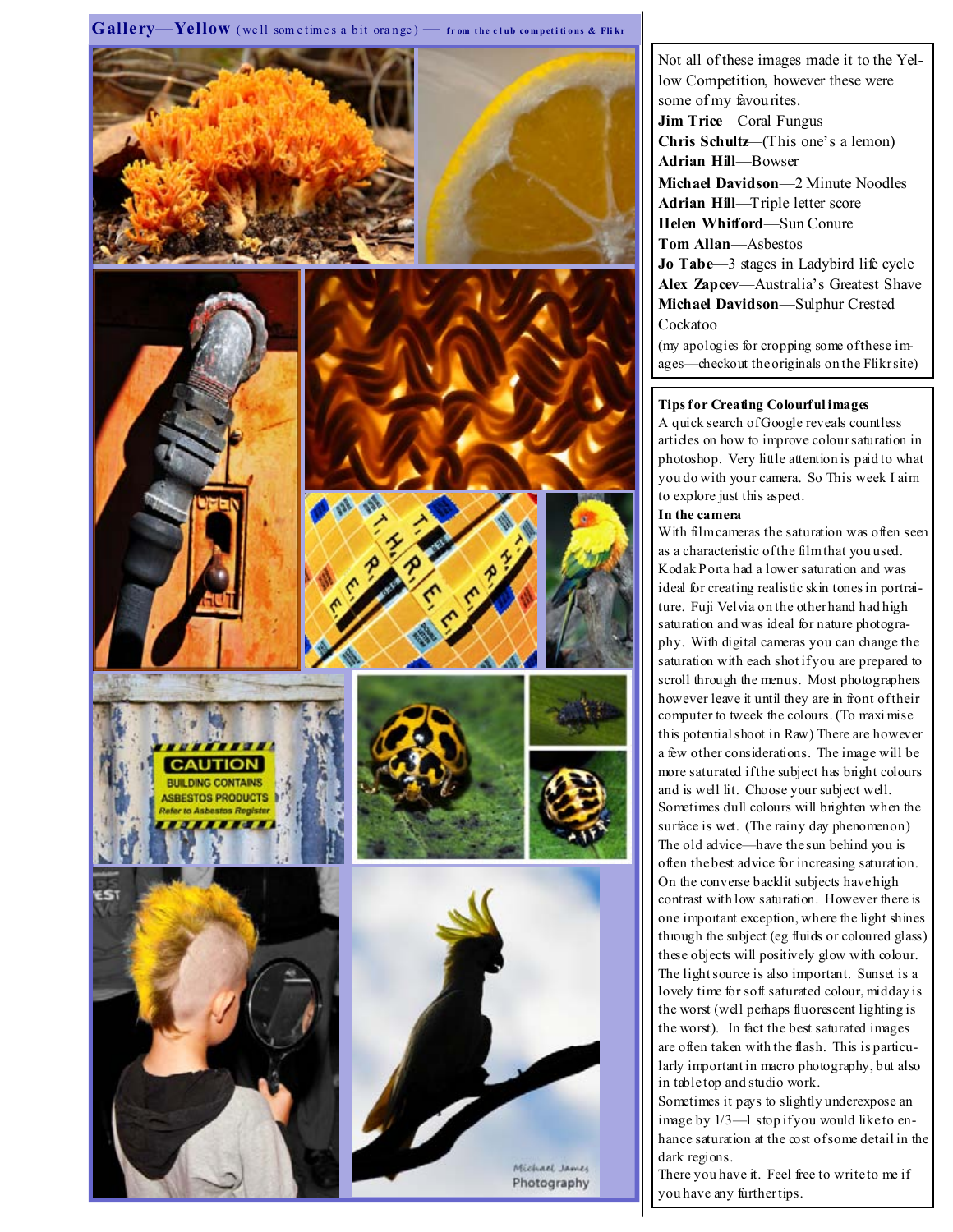## Gallery—Yellow (well sometimes a bit orange) — from the club competitions & Flikr

Not all of these images made it to the Yellow Competition, however these were some of my favourites.

**Jim Trice**—Coral Fungus
**Chris Schultz**—(This one's a lemon)
**Adrian Hill**—Bowser
**Michael Davidson**—2 Minute Noodles
**Adrian Hill**—Triple letter score
**Helen Whitford**—Sun Conure
**Tom Allan**—Asbestos
**Jo Tabe**—3 stages in Ladybird life cycle
**Alex Zapcev**—Australia's Greatest Shave
**Michael Davidson**—Sulphur Crested Cockatoo

(my apologies for cropping some of these images—checkout the originals on the Flikr site)

**Tips for Creating Colourful images**

A quick search of Google reveals countless articles on how to improve colour saturation in photoshop. Very little attention is paid to what you do with your camera. So This week I aim to explore just this aspect.

**In the camera**

With film cameras the saturation was often seen as a characteristic of the film that you used. Kodak Porta had a lower saturation and was ideal for creating realistic skin tones in portraiture. Fuji Velvia on the other hand had high saturation and was ideal for nature photography. With digital cameras you can change the saturation with each shot if you are prepared to scroll through the menus. Most photographers however leave it until they are in front of their computer to tweak the colours. (To maximise this potential shoot in Raw) There are however a few other considerations. The image will be more saturated if the subject has bright colours and is well lit. Choose your subject well. Sometimes dull colours will brighten when the surface is wet. (The rainy day phenomenon) The old advice—have the sun behind you is often the best advice for increasing saturation. On the converse backlit subjects have high contrast with low saturation. However there is one important exception, where the light shines through the subject (eg fluids or coloured glass) these objects will positively glow with colour. The light source is also important. Sunset is a lovely time for soft saturated colour, midday is the worst (well perhaps fluorescent lighting is the worst). In fact the best saturated images are often taken with the flash. This is particularly important in macro photography, but also in table top and studio work.

Sometimes it pays to slightly underexpose an image by 1/3—1 stop if you would like to enhance saturation at the cost of some detail in the dark regions.

There you have it. Feel free to write to me if you have any further tips.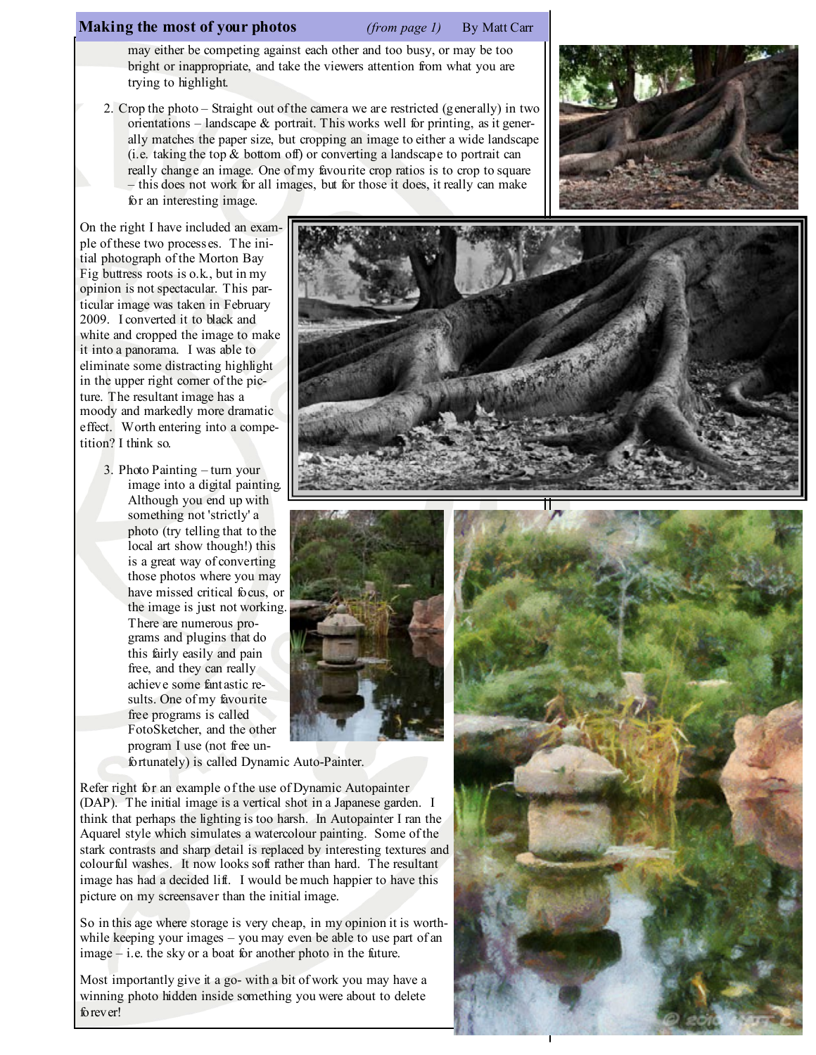## Making the most of your photos *(from page 1)* By Matt Carr

may either be competing against each other and too busy, or may be too bright or inappropriate, and take the viewers attention from what you are trying to highlight.

2. Crop the photo – Straight out of the camera we are restricted (generally) in two orientations – landscape & portrait. This works well for printing, as it generally matches the paper size, but cropping an image to either a wide landscape (i.e. taking the top & bottom off) or converting a landscape to portrait can really change an image. One of my favourite crop ratios is to crop to square – this does not work for all images, but for those it does, it really can make for an interesting image.

On the right I have included an example of these two processes. The initial photograph of the Morton Bay Fig buttress roots is o.k., but in my opinion is not spectacular. This particular image was taken in February 2009. I converted it to black and white and cropped the image to make it into a panorama. I was able to eliminate some distracting highlight in the upper right corner of the picture. The resultant image has a moody and markedly more dramatic effect. Worth entering into a competition? I think so.

3. Photo Painting – turn your image into a digital painting. Although you end up with something not 'strictly' a photo (try telling that to the local art show though!) this is a great way of converting those photos where you may have missed critical focus, or the image is just not working. There are numerous programs and plugins that do this fairly easily and pain free, and they can really achieve some fantastic results. One of my favourite free programs is called FotoSketcher, and the other program I use (not free unfortunately) is called Dynamic Auto-Painter.

Refer right for an example of the use of Dynamic Autopainter (DAP). The initial image is a vertical shot in a Japanese garden. I think that perhaps the lighting is too harsh. In Autopainter I ran the Aquarel style which simulates a watercolour painting. Some of the stark contrasts and sharp detail is replaced by interesting textures and colourful washes. It now looks soft rather than hard. The resultant image has had a decided lift. I would be much happier to have this picture on my screensaver than the initial image.

So in this age where storage is very cheap, in my opinion it is worthwhile keeping your images – you may even be able to use part of an image – i.e. the sky or a boat for another photo in the future.

Most importantly give it a go- with a bit of work you may have a winning photo hidden inside something you were about to delete forever!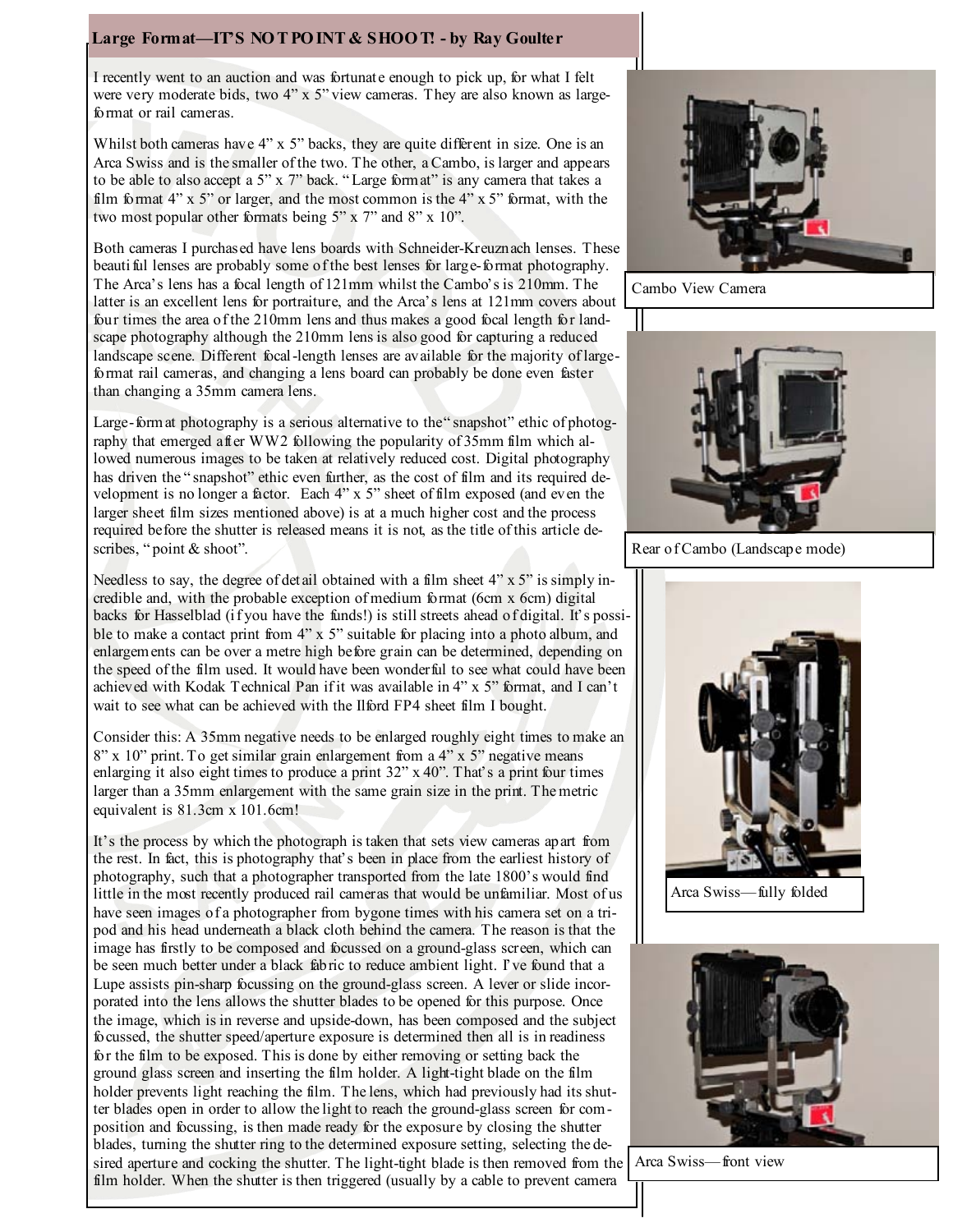## Large Format—IT'S NOT POINT & SHOOT! - by Ray Goulter

I recently went to an auction and was fortunate enough to pick up, for what I felt were very moderate bids, two 4" x 5" view cameras. They are also known as large-format or rail cameras.

Whilst both cameras have 4" x 5" backs, they are quite different in size. One is an Arca Swiss and is the smaller of the two. The other, a Cambo, is larger and appears to be able to also accept a 5" x 7" back. "Large format" is any camera that takes a film format 4" x 5" or larger, and the most common is the 4" x 5" format, with the two most popular other formats being 5" x 7" and 8" x 10".

Both cameras I purchased have lens boards with Schneider-Kreuznach lenses. These beautiful lenses are probably some of the best lenses for large-format photography. The Arca's lens has a focal length of 121mm whilst the Cambo's is 210mm. The latter is an excellent lens for portraiture, and the Arca's lens at 121mm covers about four times the area of the 210mm lens and thus makes a good focal length for landscape photography although the 210mm lens is also good for capturing a reduced landscape scene. Different focal-length lenses are available for the majority of large-format rail cameras, and changing a lens board can probably be done even faster than changing a 35mm camera lens.

Large-format photography is a serious alternative to the "snapshot" ethic of photography that emerged after WW2 following the popularity of 35mm film which allowed numerous images to be taken at relatively reduced cost. Digital photography has driven the "snapshot" ethic even further, as the cost of film and its required development is no longer a factor. Each 4" x 5" sheet of film exposed (and even the larger sheet film sizes mentioned above) is at a much higher cost and the process required before the shutter is released means it is not, as the title of this article describes, "point & shoot".

Needless to say, the degree of detail obtained with a film sheet 4" x 5" is simply incredible and, with the probable exception of medium format (6cm x 6cm) digital backs for Hasselblad (if you have the funds!) is still streets ahead of digital. It's possible to make a contact print from 4" x 5" suitable for placing into a photo album, and enlargements can be over a metre high before grain can be determined, depending on the speed of the film used. It would have been wonderful to see what could have been achieved with Kodak Technical Pan if it was available in 4" x 5" format, and I can't wait to see what can be achieved with the Ilford FP4 sheet film I bought.

Consider this: A 35mm negative needs to be enlarged roughly eight times to make an 8" x 10" print. To get similar grain enlargement from a 4" x 5" negative means enlarging it also eight times to produce a print 32" x 40". That's a print four times larger than a 35mm enlargement with the same grain size in the print. The metric equivalent is 81.3cm x 101.6cm!

It's the process by which the photograph is taken that sets view cameras apart from the rest. In fact, this is photography that's been in place from the earliest history of photography, such that a photographer transported from the late 1800's would find little in the most recently produced rail cameras that would be unfamiliar. Most of us have seen images of a photographer from bygone times with his camera set on a tripod and his head underneath a black cloth behind the camera. The reason is that the image has firstly to be composed and focussed on a ground-glass screen, which can be seen much better under a black fabric to reduce ambient light. I've found that a Lupe assists pin-sharp focussing on the ground-glass screen. A lever or slide incorporated into the lens allows the shutter blades to be opened for this purpose. Once the image, which is in reverse and upside-down, has been composed and the subject focussed, the shutter speed/aperture exposure is determined then all is in readiness for the film to be exposed. This is done by either removing or setting back the ground glass screen and inserting the film holder. A light-tight blade on the film holder prevents light reaching the film. The lens, which had previously had its shutter blades open in order to allow the light to reach the ground-glass screen for composition and focussing, is then made ready for the exposure by closing the shutter blades, turning the shutter ring to the determined exposure setting, selecting the desired aperture and cocking the shutter. The light-tight blade is then removed from the film holder. When the shutter is then triggered (usually by a cable to prevent camera

Cambo View Camera

Rear of Cambo (Landscape mode)

Arca Swiss—fully folded

Arca Swiss—front view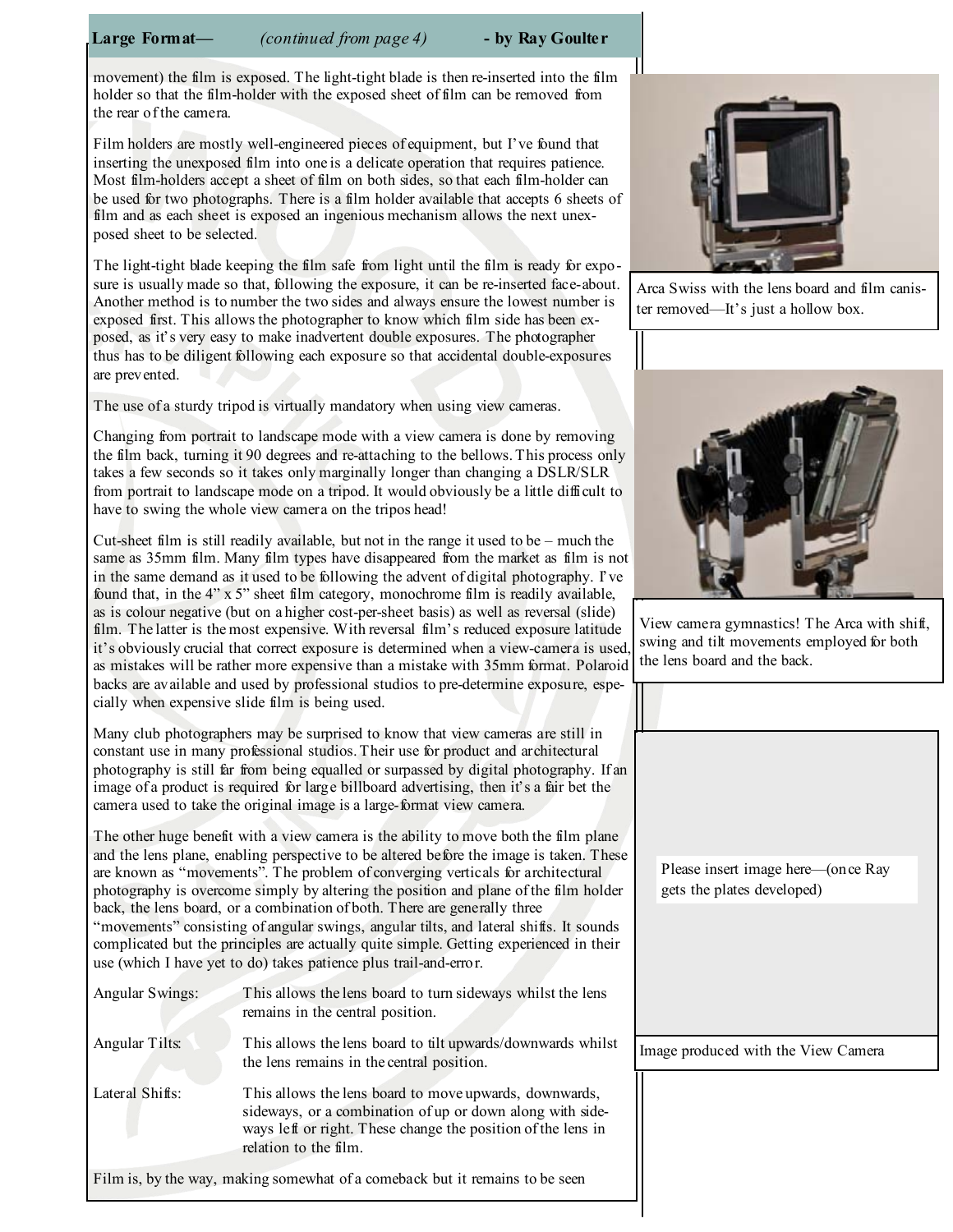## Large Format— *(continued from page 4)* - by Ray Goulter

movement) the film is exposed. The light-tight blade is then re-inserted into the film holder so that the film-holder with the exposed sheet of film can be removed from the rear of the camera.

Film holders are mostly well-engineered pieces of equipment, but I've found that inserting the unexposed film into one is a delicate operation that requires patience. Most film-holders accept a sheet of film on both sides, so that each film-holder can be used for two photographs. There is a film holder available that accepts 6 sheets of film and as each sheet is exposed an ingenious mechanism allows the next unexposed sheet to be selected.

The light-tight blade keeping the film safe from light until the film is ready for exposure is usually made so that, following the exposure, it can be re-inserted face-about. Another method is to number the two sides and always ensure the lowest number is exposed first. This allows the photographer to know which film side has been exposed, as it's very easy to make inadvertent double exposures. The photographer thus has to be diligent following each exposure so that accidental double-exposures are prevented.

The use of a sturdy tripod is virtually mandatory when using view cameras.

Changing from portrait to landscape mode with a view camera is done by removing the film back, turning it 90 degrees and re-attaching to the bellows. This process only takes a few seconds so it takes only marginally longer than changing a DSLR/SLR from portrait to landscape mode on a tripod. It would obviously be a little difficult to have to swing the whole view camera on the tripos head!

Cut-sheet film is still readily available, but not in the range it used to be – much the same as 35mm film. Many film types have disappeared from the market as film is not in the same demand as it used to be following the advent of digital photography. I've found that, in the 4" x 5" sheet film category, monochrome film is readily available, as is colour negative (but on a higher cost-per-sheet basis) as well as reversal (slide) film. The latter is the most expensive. With reversal film's reduced exposure latitude it's obviously crucial that correct exposure is determined when a view-camera is used, as mistakes will be rather more expensive than a mistake with 35mm format. Polaroid backs are available and used by professional studios to pre-determine exposure, especially when expensive slide film is being used.

Many club photographers may be surprised to know that view cameras are still in constant use in many professional studios. Their use for product and architectural photography is still far from being equalled or surpassed by digital photography. If an image of a product is required for large billboard advertising, then it's a fair bet the camera used to take the original image is a large-format view camera.

The other huge benefit with a view camera is the ability to move both the film plane and the lens plane, enabling perspective to be altered before the image is taken. These are known as "movements". The problem of converging verticals for architectural photography is overcome simply by altering the position and plane of the film holder back, the lens board, or a combination of both. There are generally three "movements" consisting of angular swings, angular tilts, and lateral shifts. It sounds complicated but the principles are actually quite simple. Getting experienced in their use (which I have yet to do) takes patience plus trail-and-error.

| | |
|---|---|
| Angular Swings: | This allows the lens board to turn sideways whilst the lens remains in the central position. |
| Angular Tilts: | This allows the lens board to tilt upwards/downwards whilst the lens remains in the central position. |
| Lateral Shifts: | This allows the lens board to move upwards, downwards, sideways, or a combination of up or down along with sideways left or right. These change the position of the lens in relation to the film. |

Film is, by the way, making somewhat of a comeback but it remains to be seen

Arca Swiss with the lens board and film canister removed—It's just a hollow box.

View camera gymnastics! The Arca with shift, swing and tilt movements employed for both the lens board and the back.

Please insert image here—(once Ray gets the plates developed)

Image produced with the View Camera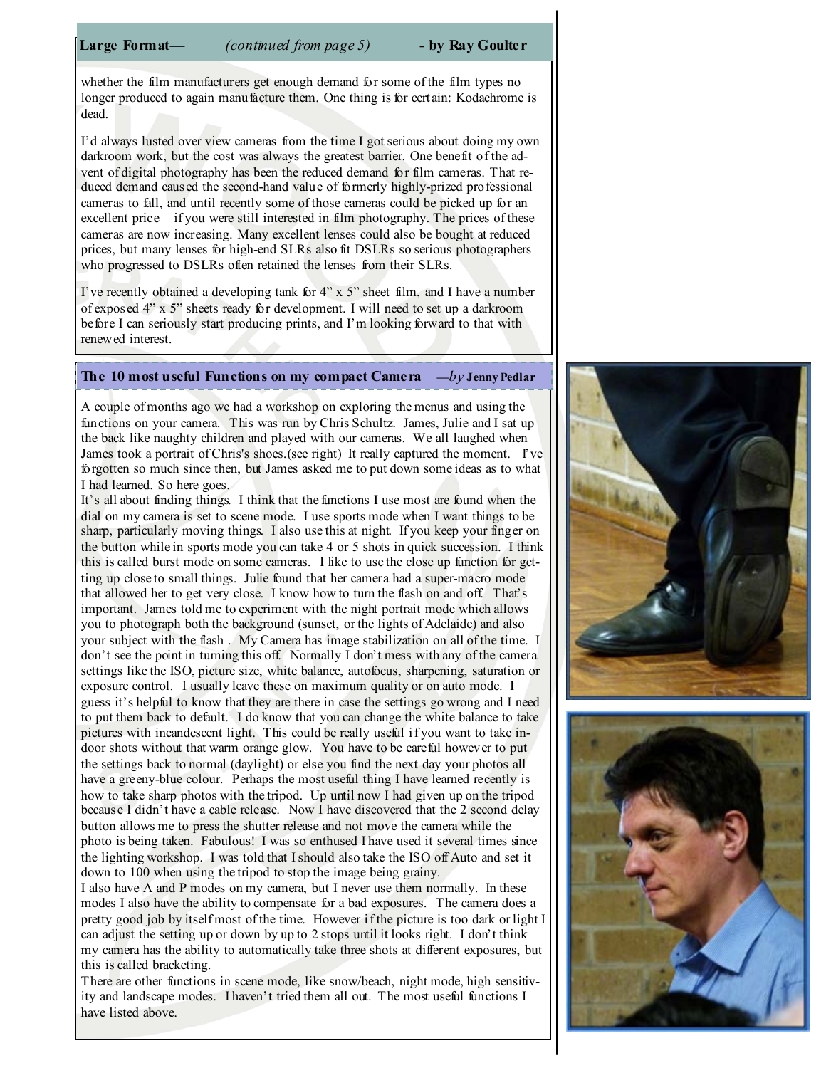**Large Format—** *(continued from page 5)* **- by Ray Goulter**

whether the film manufacturers get enough demand for some of the film types no longer produced to again manufacture them. One thing is for certain: Kodachrome is dead.

I'd always lusted over view cameras from the time I got serious about doing my own darkroom work, but the cost was always the greatest barrier. One benefit of the advent of digital photography has been the reduced demand for film cameras. That reduced demand caused the second-hand value of formerly highly-prized professional cameras to fall, and until recently some of those cameras could be picked up for an excellent price – if you were still interested in film photography. The prices of these cameras are now increasing. Many excellent lenses could also be bought at reduced prices, but many lenses for high-end SLRs also fit DSLRs so serious photographers who progressed to DSLRs often retained the lenses from their SLRs.

I've recently obtained a developing tank for 4" x 5" sheet film, and I have a number of exposed 4" x 5" sheets ready for development. I will need to set up a darkroom before I can seriously start producing prints, and I'm looking forward to that with renewed interest.

## The 10 most useful Functions on my compact Camera —*by* Jenny Pedlar

A couple of months ago we had a workshop on exploring the menus and using the functions on your camera. This was run by Chris Schultz. James, Julie and I sat up the back like naughty children and played with our cameras. We all laughed when James took a portrait of Chris's shoes.(see right) It really captured the moment. I've forgotten so much since then, but James asked me to put down some ideas as to what I had learned. So here goes.

It's all about finding things. I think that the functions I use most are found when the dial on my camera is set to scene mode. I use sports mode when I want things to be sharp, particularly moving things. I also use this at night. If you keep your finger on the button while in sports mode you can take 4 or 5 shots in quick succession. I think this is called burst mode on some cameras. I like to use the close up function for getting up close to small things. Julie found that her camera had a super-macro mode that allowed her to get very close. I know how to turn the flash on and off. That's important. James told me to experiment with the night portrait mode which allows you to photograph both the background (sunset, or the lights of Adelaide) and also your subject with the flash . My Camera has image stabilization on all of the time. I don't see the point in turning this off. Normally I don't mess with any of the camera settings like the ISO, picture size, white balance, autofocus, sharpening, saturation or exposure control. I usually leave these on maximum quality or on auto mode. I guess it's helpful to know that they are there in case the settings go wrong and I need to put them back to default. I do know that you can change the white balance to take pictures with incandescent light. This could be really useful if you want to take indoor shots without that warm orange glow. You have to be careful however to put the settings back to normal (daylight) or else you find the next day your photos all have a greeny-blue colour. Perhaps the most useful thing I have learned recently is how to take sharp photos with the tripod. Up until now I had given up on the tripod because I didn't have a cable release. Now I have discovered that the 2 second delay button allows me to press the shutter release and not move the camera while the photo is being taken. Fabulous! I was so enthused I have used it several times since the lighting workshop. I was told that I should also take the ISO off Auto and set it down to 100 when using the tripod to stop the image being grainy.

I also have A and P modes on my camera, but I never use them normally. In these modes I also have the ability to compensate for a bad exposures. The camera does a pretty good job by itself most of the time. However if the picture is too dark or light I can adjust the setting up or down by up to 2 stops until it looks right. I don't think my camera has the ability to automatically take three shots at different exposures, but this is called bracketing.

There are other functions in scene mode, like snow/beach, night mode, high sensitivity and landscape modes. I haven't tried them all out. The most useful functions I have listed above.